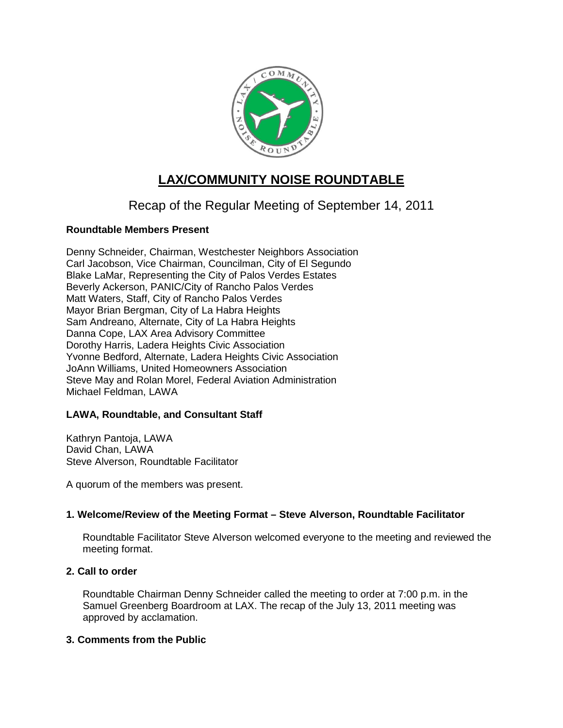# LAX/COMMUNITY NOISE ROUNDTABLE

## Recap of the Regular Meeting of September 14, 2011

**Roundtable Members Present**

Denny Schneider, Chairman, Westchester Neighbors Association
Carl Jacobson, Vice Chairman, Councilman, City of El Segundo
Blake LaMar, Representing the City of Palos Verdes Estates
Beverly Ackerson, PANIC/City of Rancho Palos Verdes
Matt Waters, Staff, City of Rancho Palos Verdes
Mayor Brian Bergman, City of La Habra Heights
Sam Andreano, Alternate, City of La Habra Heights
Danna Cope, LAX Area Advisory Committee
Dorothy Harris, Ladera Heights Civic Association
Yvonne Bedford, Alternate, Ladera Heights Civic Association
JoAnn Williams, United Homeowners Association
Steve May and Rolan Morel, Federal Aviation Administration
Michael Feldman, LAWA

**LAWA, Roundtable, and Consultant Staff**

Kathryn Pantoja, LAWA
David Chan, LAWA
Steve Alverson, Roundtable Facilitator

A quorum of the members was present.

**1. Welcome/Review of the Meeting Format – Steve Alverson, Roundtable Facilitator**

Roundtable Facilitator Steve Alverson welcomed everyone to the meeting and reviewed the meeting format.

**2. Call to order**

Roundtable Chairman Denny Schneider called the meeting to order at 7:00 p.m. in the Samuel Greenberg Boardroom at LAX. The recap of the July 13, 2011 meeting was approved by acclamation.

**3. Comments from the Public**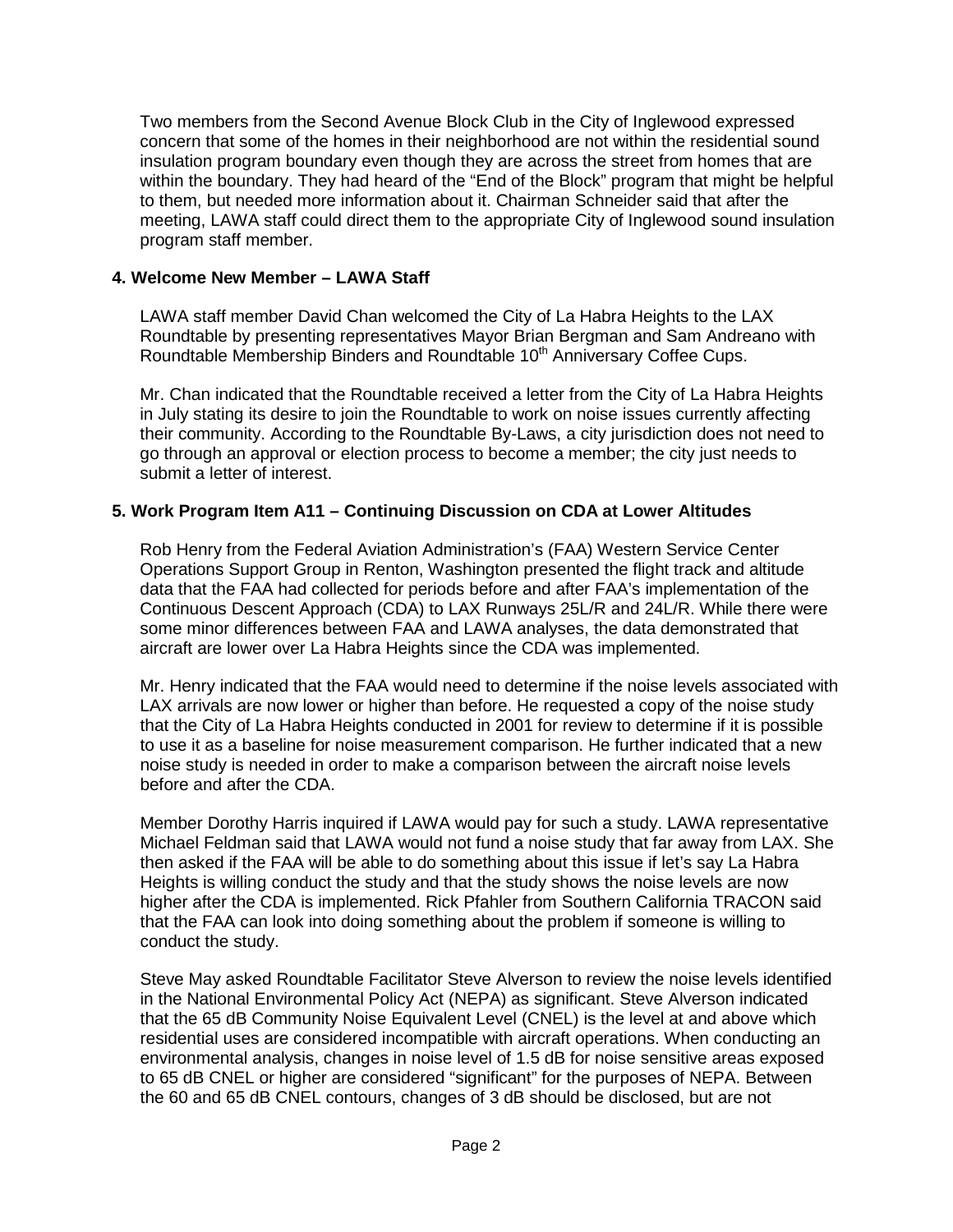Two members from the Second Avenue Block Club in the City of Inglewood expressed concern that some of the homes in their neighborhood are not within the residential sound insulation program boundary even though they are across the street from homes that are within the boundary. They had heard of the “End of the Block” program that might be helpful to them, but needed more information about it. Chairman Schneider said that after the meeting, LAWA staff could direct them to the appropriate City of Inglewood sound insulation program staff member.

### 4. Welcome New Member – LAWA Staff

LAWA staff member David Chan welcomed the City of La Habra Heights to the LAX Roundtable by presenting representatives Mayor Brian Bergman and Sam Andreano with Roundtable Membership Binders and Roundtable 10th Anniversary Coffee Cups.

Mr. Chan indicated that the Roundtable received a letter from the City of La Habra Heights in July stating its desire to join the Roundtable to work on noise issues currently affecting their community. According to the Roundtable By-Laws, a city jurisdiction does not need to go through an approval or election process to become a member; the city just needs to submit a letter of interest.

### 5. Work Program Item A11 – Continuing Discussion on CDA at Lower Altitudes

Rob Henry from the Federal Aviation Administration’s (FAA) Western Service Center Operations Support Group in Renton, Washington presented the flight track and altitude data that the FAA had collected for periods before and after FAA’s implementation of the Continuous Descent Approach (CDA) to LAX Runways 25L/R and 24L/R. While there were some minor differences between FAA and LAWA analyses, the data demonstrated that aircraft are lower over La Habra Heights since the CDA was implemented.

Mr. Henry indicated that the FAA would need to determine if the noise levels associated with LAX arrivals are now lower or higher than before. He requested a copy of the noise study that the City of La Habra Heights conducted in 2001 for review to determine if it is possible to use it as a baseline for noise measurement comparison. He further indicated that a new noise study is needed in order to make a comparison between the aircraft noise levels before and after the CDA.

Member Dorothy Harris inquired if LAWA would pay for such a study. LAWA representative Michael Feldman said that LAWA would not fund a noise study that far away from LAX. She then asked if the FAA will be able to do something about this issue if let’s say La Habra Heights is willing conduct the study and that the study shows the noise levels are now higher after the CDA is implemented. Rick Pfahler from Southern California TRACON said that the FAA can look into doing something about the problem if someone is willing to conduct the study.

Steve May asked Roundtable Facilitator Steve Alverson to review the noise levels identified in the National Environmental Policy Act (NEPA) as significant. Steve Alverson indicated that the 65 dB Community Noise Equivalent Level (CNEL) is the level at and above which residential uses are considered incompatible with aircraft operations. When conducting an environmental analysis, changes in noise level of 1.5 dB for noise sensitive areas exposed to 65 dB CNEL or higher are considered “significant” for the purposes of NEPA. Between the 60 and 65 dB CNEL contours, changes of 3 dB should be disclosed, but are not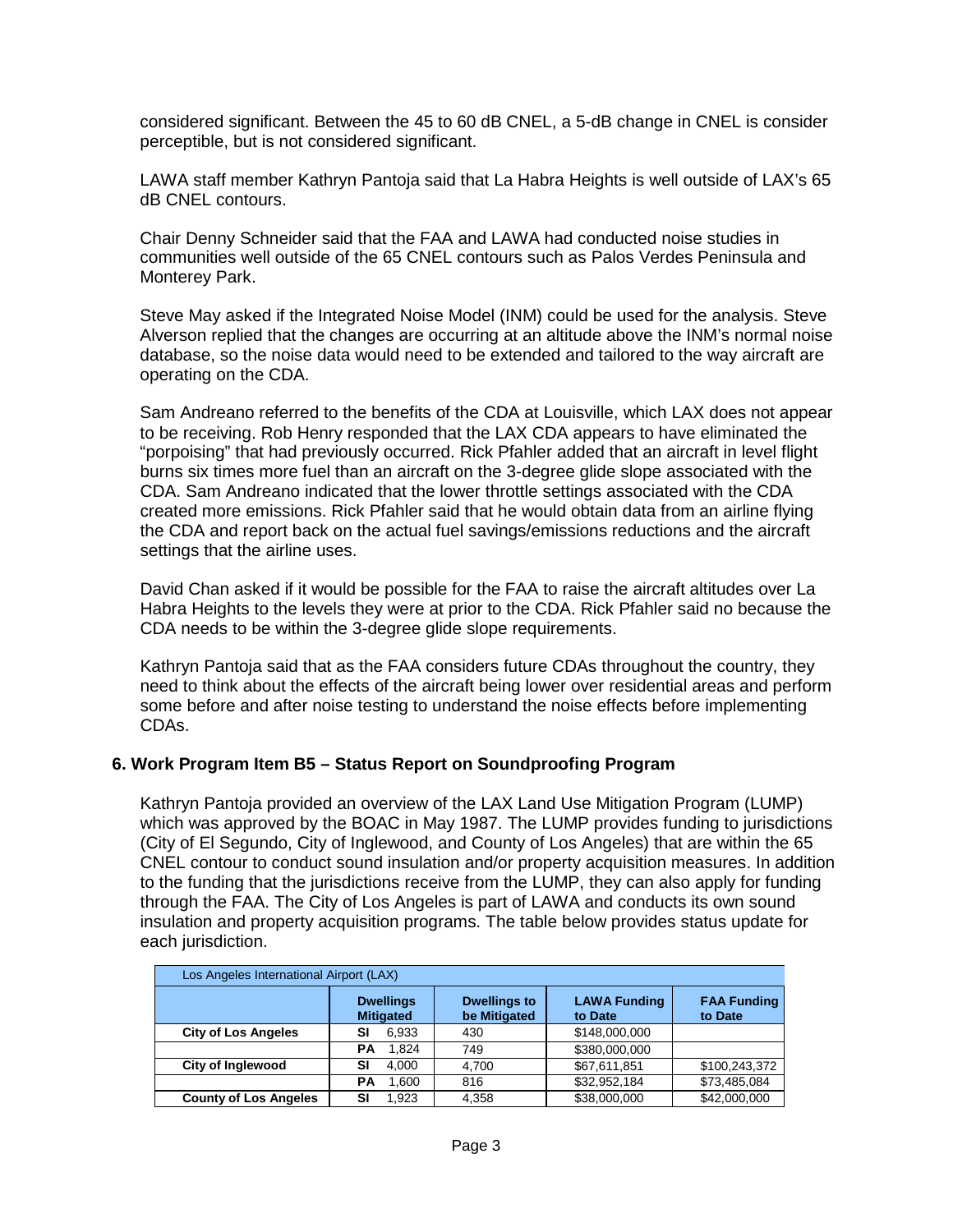considered significant. Between the 45 to 60 dB CNEL, a 5-dB change in CNEL is consider perceptible, but is not considered significant.

LAWA staff member Kathryn Pantoja said that La Habra Heights is well outside of LAX's 65 dB CNEL contours.

Chair Denny Schneider said that the FAA and LAWA had conducted noise studies in communities well outside of the 65 CNEL contours such as Palos Verdes Peninsula and Monterey Park.

Steve May asked if the Integrated Noise Model (INM) could be used for the analysis. Steve Alverson replied that the changes are occurring at an altitude above the INM's normal noise database, so the noise data would need to be extended and tailored to the way aircraft are operating on the CDA.

Sam Andreano referred to the benefits of the CDA at Louisville, which LAX does not appear to be receiving. Rob Henry responded that the LAX CDA appears to have eliminated the "porpoising" that had previously occurred. Rick Pfahler added that an aircraft in level flight burns six times more fuel than an aircraft on the 3-degree glide slope associated with the CDA. Sam Andreano indicated that the lower throttle settings associated with the CDA created more emissions. Rick Pfahler said that he would obtain data from an airline flying the CDA and report back on the actual fuel savings/emissions reductions and the aircraft settings that the airline uses.

David Chan asked if it would be possible for the FAA to raise the aircraft altitudes over La Habra Heights to the levels they were at prior to the CDA. Rick Pfahler said no because the CDA needs to be within the 3-degree glide slope requirements.

Kathryn Pantoja said that as the FAA considers future CDAs throughout the country, they need to think about the effects of the aircraft being lower over residential areas and perform some before and after noise testing to understand the noise effects before implementing CDAs.

### 6. Work Program Item B5 – Status Report on Soundproofing Program

Kathryn Pantoja provided an overview of the LAX Land Use Mitigation Program (LUMP) which was approved by the BOAC in May 1987. The LUMP provides funding to jurisdictions (City of El Segundo, City of Inglewood, and County of Los Angeles) that are within the 65 CNEL contour to conduct sound insulation and/or property acquisition measures. In addition to the funding that the jurisdictions receive from the LUMP, they can also apply for funding through the FAA. The City of Los Angeles is part of LAWA and conducts its own sound insulation and property acquisition programs. The table below provides status update for each jurisdiction.

| Los Angeles International Airport (LAX) | | | | |
|---|---|---|---|---|
| | Dwellings Mitigated | Dwellings to be Mitigated | LAWA Funding to Date | FAA Funding to Date |
| City of Los Angeles | SI 6,933 | 430 | $148,000,000 | |
| | PA 1,824 | 749 | $380,000,000 | |
| City of Inglewood | SI 4,000 | 4,700 | $67,611,851 | $100,243,372 |
| | PA 1,600 | 816 | $32,952,184 | $73,485,084 |
| County of Los Angeles | SI 1,923 | 4,358 | $38,000,000 | $42,000,000 |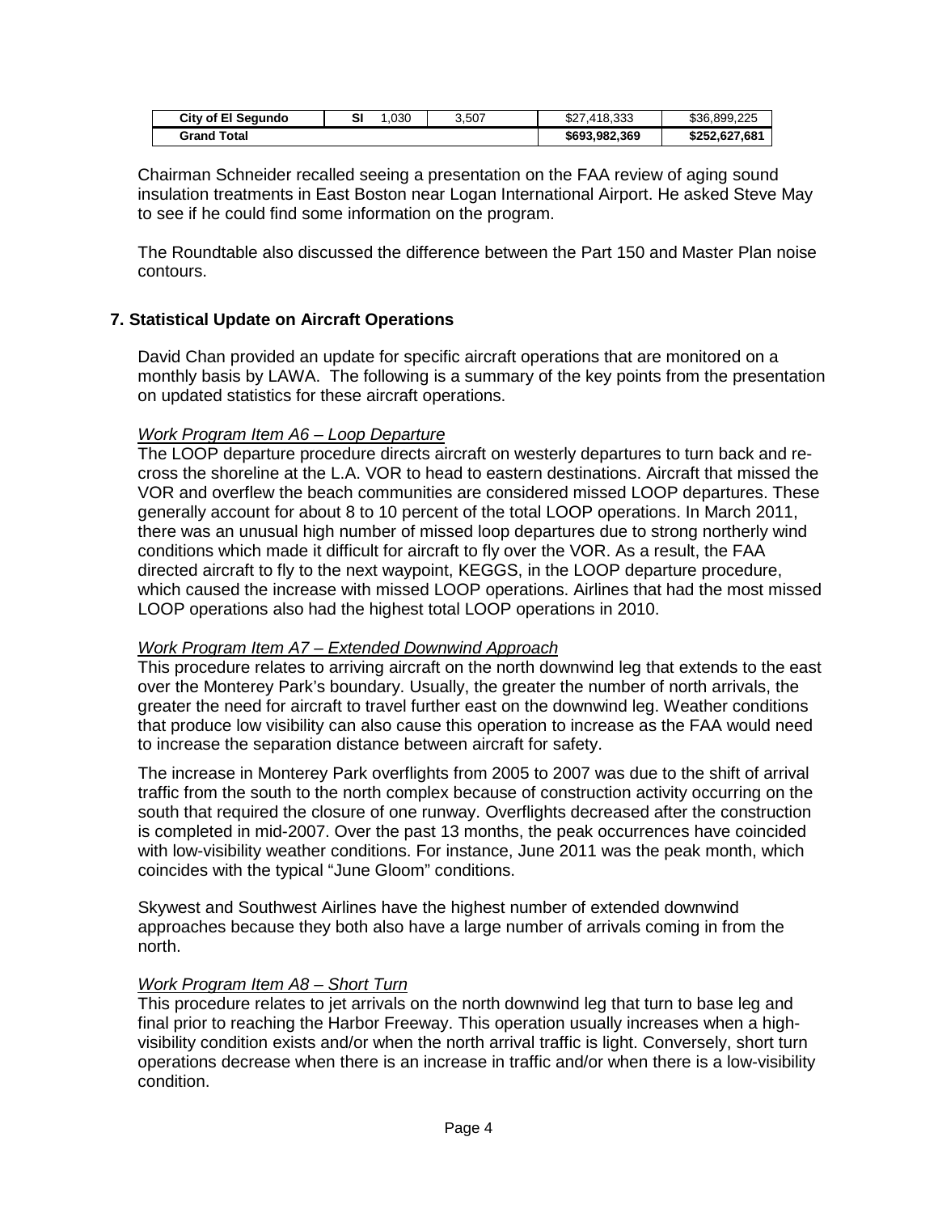| City of El Segundo | SI | 1,030 | 3,507 | $27,418,333 | $36,899,225 |
|---|---|---|---|---|---|
| **Grand Total** | | | | **$693,982,369** | **$252,627,681** |

Chairman Schneider recalled seeing a presentation on the FAA review of aging sound insulation treatments in East Boston near Logan International Airport. He asked Steve May to see if he could find some information on the program.

The Roundtable also discussed the difference between the Part 150 and Master Plan noise contours.

## 7. Statistical Update on Aircraft Operations

David Chan provided an update for specific aircraft operations that are monitored on a monthly basis by LAWA. The following is a summary of the key points from the presentation on updated statistics for these aircraft operations.

*Work Program Item A6 – Loop Departure*

The LOOP departure procedure directs aircraft on westerly departures to turn back and re-cross the shoreline at the L.A. VOR to head to eastern destinations. Aircraft that missed the VOR and overflew the beach communities are considered missed LOOP departures. These generally account for about 8 to 10 percent of the total LOOP operations. In March 2011, there was an unusual high number of missed loop departures due to strong northerly wind conditions which made it difficult for aircraft to fly over the VOR. As a result, the FAA directed aircraft to fly to the next waypoint, KEGGS, in the LOOP departure procedure, which caused the increase with missed LOOP operations. Airlines that had the most missed LOOP operations also had the highest total LOOP operations in 2010.

*Work Program Item A7 – Extended Downwind Approach*

This procedure relates to arriving aircraft on the north downwind leg that extends to the east over the Monterey Park's boundary. Usually, the greater the number of north arrivals, the greater the need for aircraft to travel further east on the downwind leg. Weather conditions that produce low visibility can also cause this operation to increase as the FAA would need to increase the separation distance between aircraft for safety.

The increase in Monterey Park overflights from 2005 to 2007 was due to the shift of arrival traffic from the south to the north complex because of construction activity occurring on the south that required the closure of one runway. Overflights decreased after the construction is completed in mid-2007. Over the past 13 months, the peak occurrences have coincided with low-visibility weather conditions. For instance, June 2011 was the peak month, which coincides with the typical "June Gloom" conditions.

Skywest and Southwest Airlines have the highest number of extended downwind approaches because they both also have a large number of arrivals coming in from the north.

*Work Program Item A8 – Short Turn*

This procedure relates to jet arrivals on the north downwind leg that turn to base leg and final prior to reaching the Harbor Freeway. This operation usually increases when a high-visibility condition exists and/or when the north arrival traffic is light. Conversely, short turn operations decrease when there is an increase in traffic and/or when there is a low-visibility condition.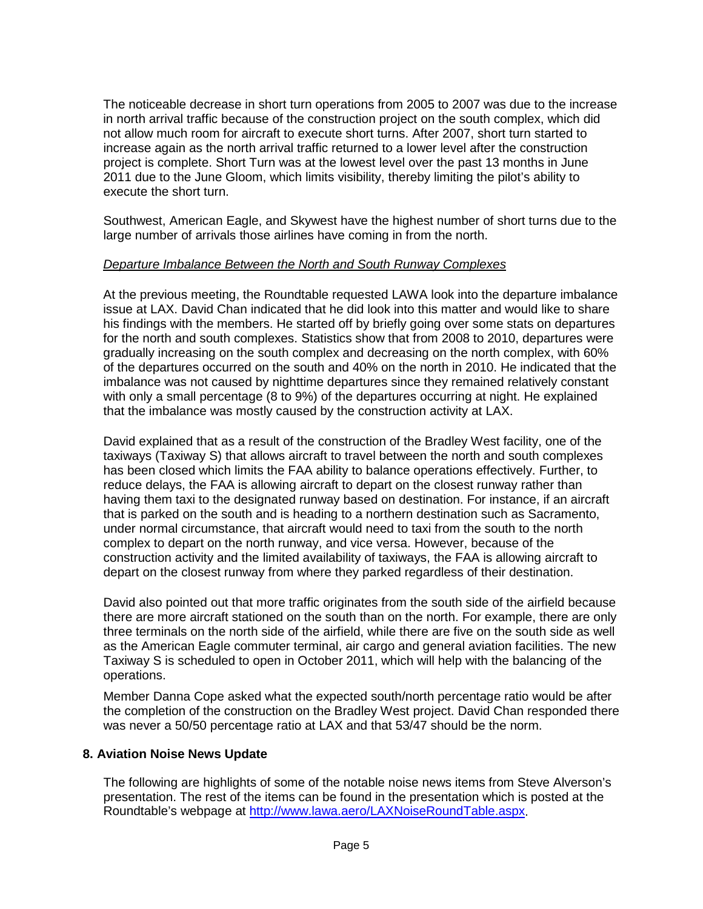The noticeable decrease in short turn operations from 2005 to 2007 was due to the increase in north arrival traffic because of the construction project on the south complex, which did not allow much room for aircraft to execute short turns. After 2007, short turn started to increase again as the north arrival traffic returned to a lower level after the construction project is complete. Short Turn was at the lowest level over the past 13 months in June 2011 due to the June Gloom, which limits visibility, thereby limiting the pilot's ability to execute the short turn.

Southwest, American Eagle, and Skywest have the highest number of short turns due to the large number of arrivals those airlines have coming in from the north.

*Departure Imbalance Between the North and South Runway Complexes*

At the previous meeting, the Roundtable requested LAWA look into the departure imbalance issue at LAX. David Chan indicated that he did look into this matter and would like to share his findings with the members. He started off by briefly going over some stats on departures for the north and south complexes. Statistics show that from 2008 to 2010, departures were gradually increasing on the south complex and decreasing on the north complex, with 60% of the departures occurred on the south and 40% on the north in 2010. He indicated that the imbalance was not caused by nighttime departures since they remained relatively constant with only a small percentage (8 to 9%) of the departures occurring at night. He explained that the imbalance was mostly caused by the construction activity at LAX.

David explained that as a result of the construction of the Bradley West facility, one of the taxiways (Taxiway S) that allows aircraft to travel between the north and south complexes has been closed which limits the FAA ability to balance operations effectively. Further, to reduce delays, the FAA is allowing aircraft to depart on the closest runway rather than having them taxi to the designated runway based on destination. For instance, if an aircraft that is parked on the south and is heading to a northern destination such as Sacramento, under normal circumstance, that aircraft would need to taxi from the south to the north complex to depart on the north runway, and vice versa. However, because of the construction activity and the limited availability of taxiways, the FAA is allowing aircraft to depart on the closest runway from where they parked regardless of their destination.

David also pointed out that more traffic originates from the south side of the airfield because there are more aircraft stationed on the south than on the north. For example, there are only three terminals on the north side of the airfield, while there are five on the south side as well as the American Eagle commuter terminal, air cargo and general aviation facilities. The new Taxiway S is scheduled to open in October 2011, which will help with the balancing of the operations.

Member Danna Cope asked what the expected south/north percentage ratio would be after the completion of the construction on the Bradley West project. David Chan responded there was never a 50/50 percentage ratio at LAX and that 53/47 should be the norm.

## 8. Aviation Noise News Update

The following are highlights of some of the notable noise news items from Steve Alverson's presentation. The rest of the items can be found in the presentation which is posted at the Roundtable's webpage at http://www.lawa.aero/LAXNoiseRoundTable.aspx.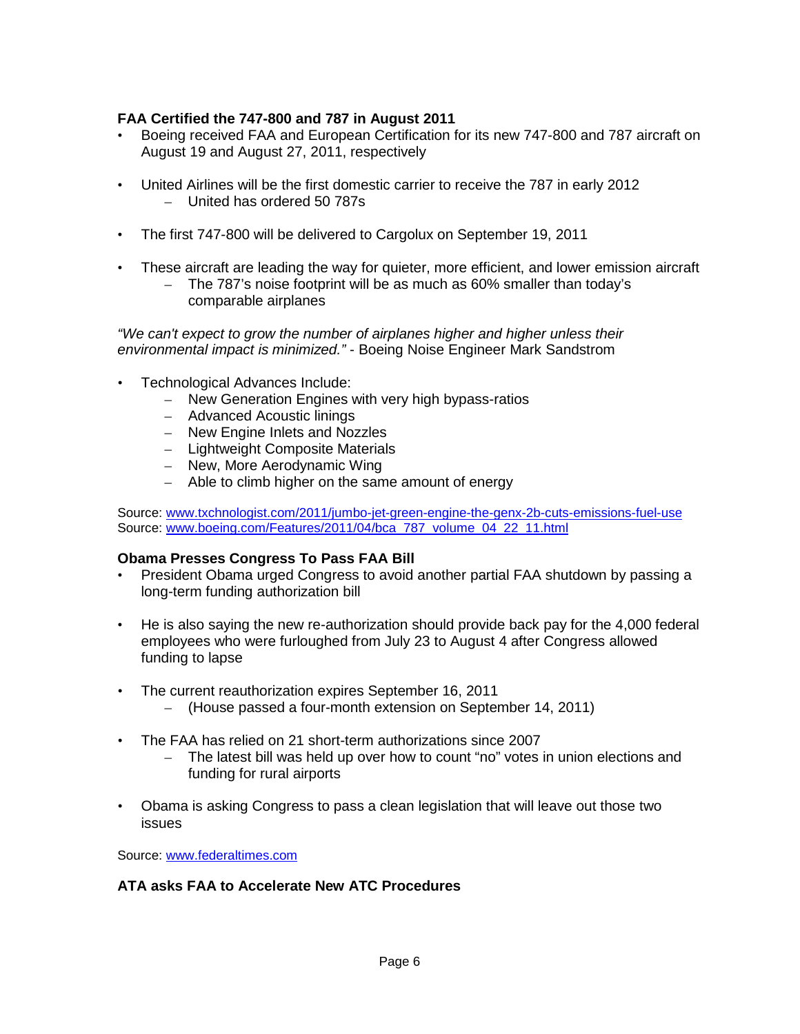**FAA Certified the 747-800 and 787 in August 2011**

- Boeing received FAA and European Certification for its new 747-800 and 787 aircraft on August 19 and August 27, 2011, respectively
- United Airlines will be the first domestic carrier to receive the 787 in early 2012
  - United has ordered 50 787s
- The first 747-800 will be delivered to Cargolux on September 19, 2011
- These aircraft are leading the way for quieter, more efficient, and lower emission aircraft
  - The 787's noise footprint will be as much as 60% smaller than today's comparable airplanes

*"We can't expect to grow the number of airplanes higher and higher unless their environmental impact is minimized."* - Boeing Noise Engineer Mark Sandstrom

- Technological Advances Include:
  - New Generation Engines with very high bypass-ratios
  - Advanced Acoustic linings
  - New Engine Inlets and Nozzles
  - Lightweight Composite Materials
  - New, More Aerodynamic Wing
  - Able to climb higher on the same amount of energy

Source: [www.txchnologist.com/2011/jumbo-jet-green-engine-the-genx-2b-cuts-emissions-fuel-use](www.txchnologist.com/2011/jumbo-jet-green-engine-the-genx-2b-cuts-emissions-fuel-use)
Source: [www.boeing.com/Features/2011/04/bca_787_volume_04_22_11.html](www.boeing.com/Features/2011/04/bca_787_volume_04_22_11.html)

**Obama Presses Congress To Pass FAA Bill**

- President Obama urged Congress to avoid another partial FAA shutdown by passing a long-term funding authorization bill
- He is also saying the new re-authorization should provide back pay for the 4,000 federal employees who were furloughed from July 23 to August 4 after Congress allowed funding to lapse
- The current reauthorization expires September 16, 2011
  - (House passed a four-month extension on September 14, 2011)
- The FAA has relied on 21 short-term authorizations since 2007
  - The latest bill was held up over how to count "no" votes in union elections and funding for rural airports
- Obama is asking Congress to pass a clean legislation that will leave out those two issues

Source: [www.federaltimes.com](www.federaltimes.com)

**ATA asks FAA to Accelerate New ATC Procedures**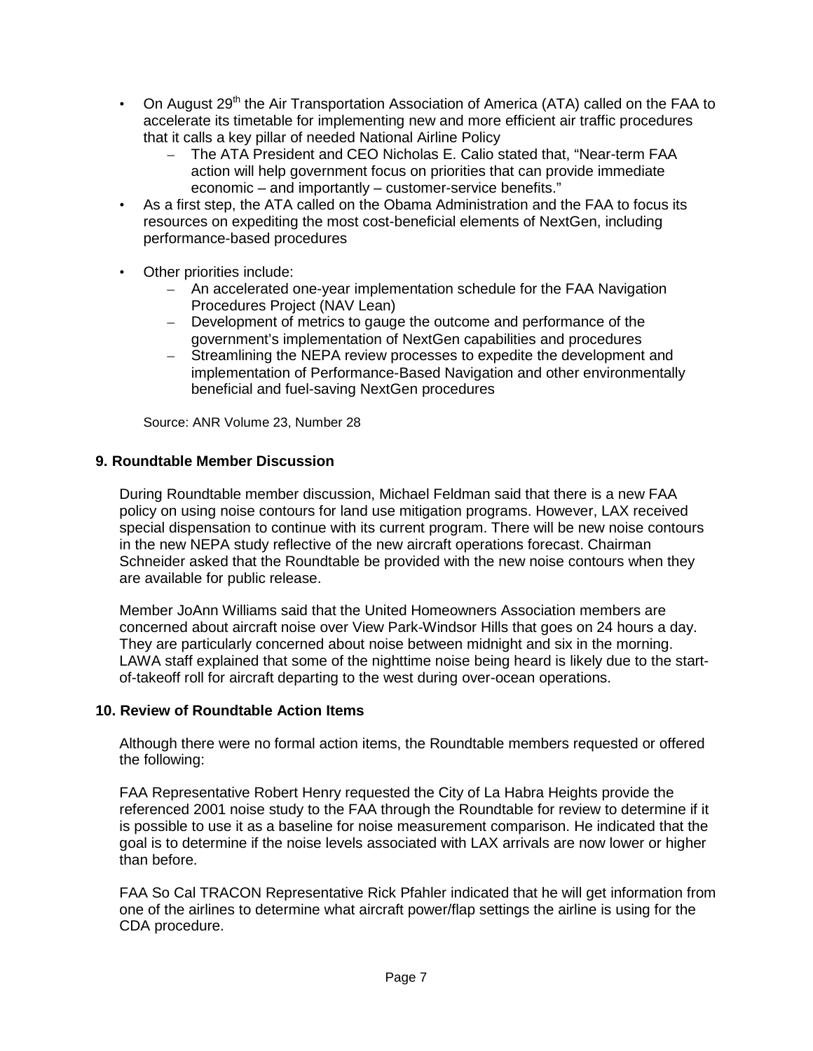- On August 29th the Air Transportation Association of America (ATA) called on the FAA to accelerate its timetable for implementing new and more efficient air traffic procedures that it calls a key pillar of needed National Airline Policy
  - The ATA President and CEO Nicholas E. Calio stated that, "Near-term FAA action will help government focus on priorities that can provide immediate economic – and importantly – customer-service benefits."
- As a first step, the ATA called on the Obama Administration and the FAA to focus its resources on expediting the most cost-beneficial elements of NextGen, including performance-based procedures
- Other priorities include:
  - An accelerated one-year implementation schedule for the FAA Navigation Procedures Project (NAV Lean)
  - Development of metrics to gauge the outcome and performance of the government's implementation of NextGen capabilities and procedures
  - Streamlining the NEPA review processes to expedite the development and implementation of Performance-Based Navigation and other environmentally beneficial and fuel-saving NextGen procedures

Source: ANR Volume 23, Number 28

### 9. Roundtable Member Discussion

During Roundtable member discussion, Michael Feldman said that there is a new FAA policy on using noise contours for land use mitigation programs. However, LAX received special dispensation to continue with its current program. There will be new noise contours in the new NEPA study reflective of the new aircraft operations forecast. Chairman Schneider asked that the Roundtable be provided with the new noise contours when they are available for public release.

Member JoAnn Williams said that the United Homeowners Association members are concerned about aircraft noise over View Park-Windsor Hills that goes on 24 hours a day. They are particularly concerned about noise between midnight and six in the morning. LAWA staff explained that some of the nighttime noise being heard is likely due to the start-of-takeoff roll for aircraft departing to the west during over-ocean operations.

### 10. Review of Roundtable Action Items

Although there were no formal action items, the Roundtable members requested or offered the following:

FAA Representative Robert Henry requested the City of La Habra Heights provide the referenced 2001 noise study to the FAA through the Roundtable for review to determine if it is possible to use it as a baseline for noise measurement comparison. He indicated that the goal is to determine if the noise levels associated with LAX arrivals are now lower or higher than before.

FAA So Cal TRACON Representative Rick Pfahler indicated that he will get information from one of the airlines to determine what aircraft power/flap settings the airline is using for the CDA procedure.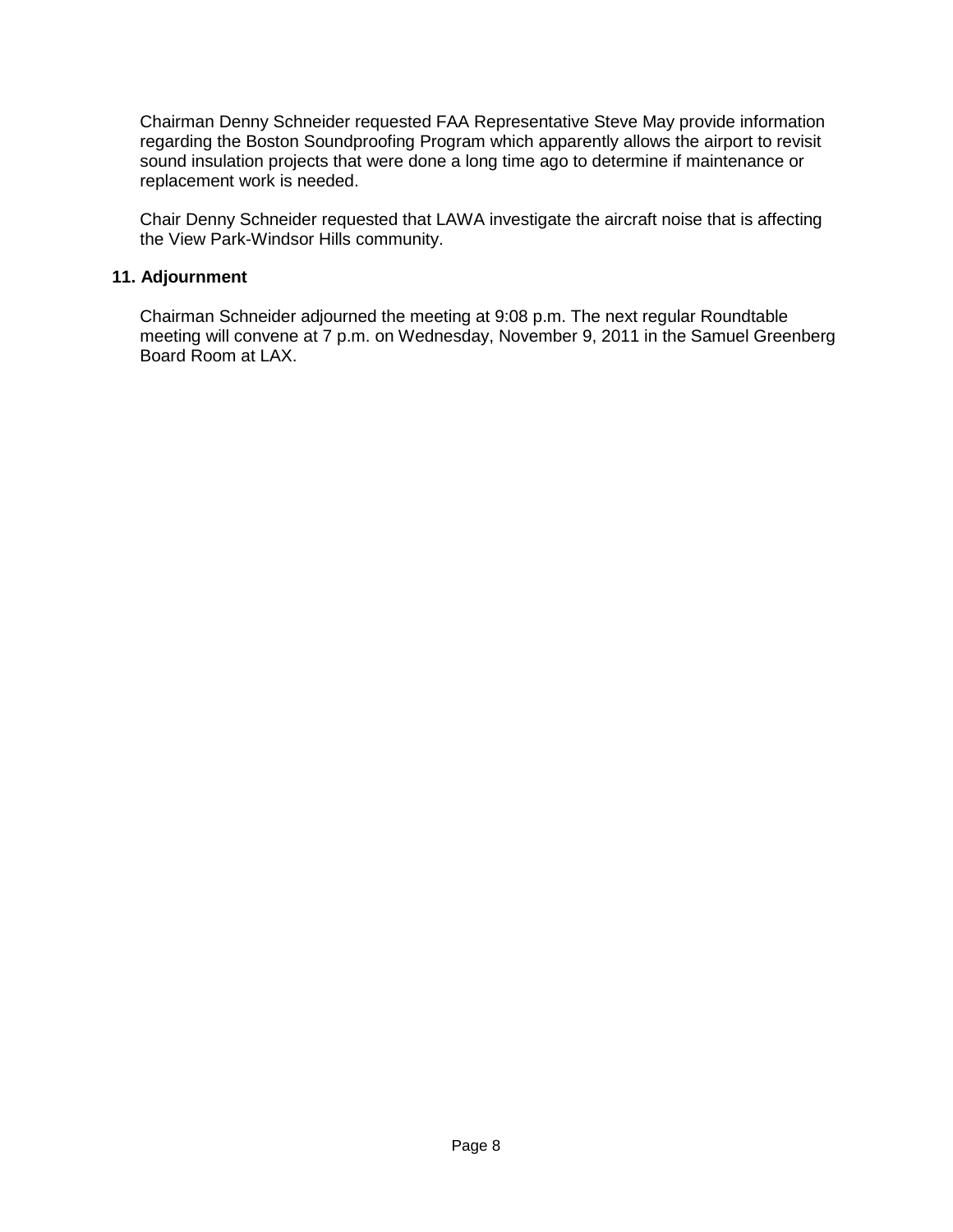Chairman Denny Schneider requested FAA Representative Steve May provide information regarding the Boston Soundproofing Program which apparently allows the airport to revisit sound insulation projects that were done a long time ago to determine if maintenance or replacement work is needed.

Chair Denny Schneider requested that LAWA investigate the aircraft noise that is affecting the View Park-Windsor Hills community.

## 11. Adjournment

Chairman Schneider adjourned the meeting at 9:08 p.m. The next regular Roundtable meeting will convene at 7 p.m. on Wednesday, November 9, 2011 in the Samuel Greenberg Board Room at LAX.